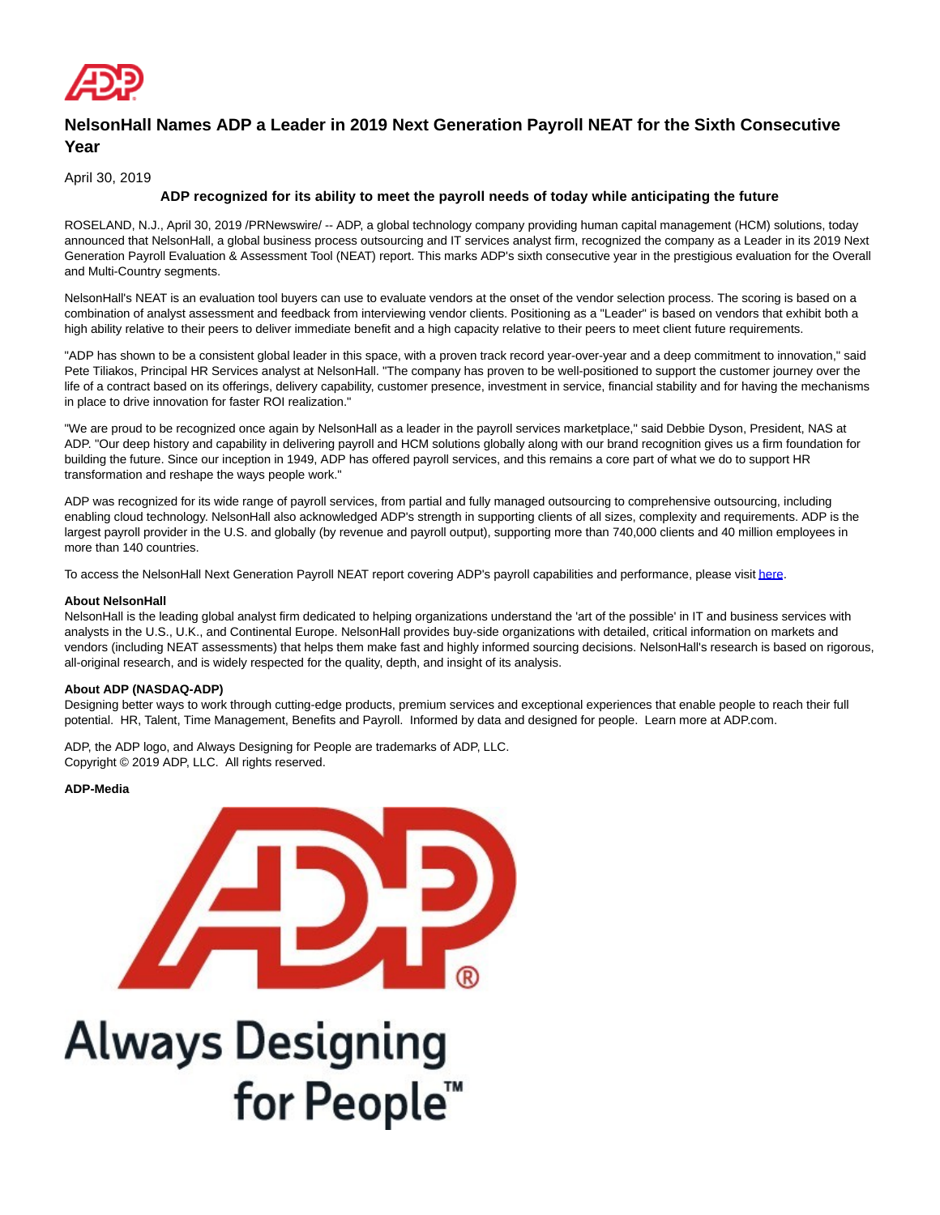# NelsonHall Names ADP a Leader in 2019 Next Generation Payroll NEAT for the Sixth Consecutive Year

April 30, 2019

**ADP recognized for its ability to meet the payroll needs of today while anticipating the future**

ROSELAND, N.J., April 30, 2019 /PRNewswire/ -- ADP, a global technology company providing human capital management (HCM) solutions, today announced that NelsonHall, a global business process outsourcing and IT services analyst firm, recognized the company as a Leader in its 2019 Next Generation Payroll Evaluation & Assessment Tool (NEAT) report. This marks ADP's sixth consecutive year in the prestigious evaluation for the Overall and Multi-Country segments.

NelsonHall's NEAT is an evaluation tool buyers can use to evaluate vendors at the onset of the vendor selection process. The scoring is based on a combination of analyst assessment and feedback from interviewing vendor clients. Positioning as a "Leader" is based on vendors that exhibit both a high ability relative to their peers to deliver immediate benefit and a high capacity relative to their peers to meet client future requirements.

"ADP has shown to be a consistent global leader in this space, with a proven track record year-over-year and a deep commitment to innovation," said Pete Tiliakos, Principal HR Services analyst at NelsonHall. "The company has proven to be well-positioned to support the customer journey over the life of a contract based on its offerings, delivery capability, customer presence, investment in service, financial stability and for having the mechanisms in place to drive innovation for faster ROI realization."

"We are proud to be recognized once again by NelsonHall as a leader in the payroll services marketplace," said Debbie Dyson, President, NAS at ADP. "Our deep history and capability in delivering payroll and HCM solutions globally along with our brand recognition gives us a firm foundation for building the future. Since our inception in 1949, ADP has offered payroll services, and this remains a core part of what we do to support HR transformation and reshape the ways people work."

ADP was recognized for its wide range of payroll services, from partial and fully managed outsourcing to comprehensive outsourcing, including enabling cloud technology. NelsonHall also acknowledged ADP's strength in supporting clients of all sizes, complexity and requirements. ADP is the largest payroll provider in the U.S. and globally (by revenue and payroll output), supporting more than 740,000 clients and 40 million employees in more than 140 countries.

To access the NelsonHall Next Generation Payroll NEAT report covering ADP's payroll capabilities and performance, please visit here.

**About NelsonHall**
NelsonHall is the leading global analyst firm dedicated to helping organizations understand the 'art of the possible' in IT and business services with analysts in the U.S., U.K., and Continental Europe. NelsonHall provides buy-side organizations with detailed, critical information on markets and vendors (including NEAT assessments) that helps them make fast and highly informed sourcing decisions. NelsonHall's research is based on rigorous, all-original research, and is widely respected for the quality, depth, and insight of its analysis.

**About ADP (NASDAQ-ADP)**
Designing better ways to work through cutting-edge products, premium services and exceptional experiences that enable people to reach their full potential. HR, Talent, Time Management, Benefits and Payroll. Informed by data and designed for people. Learn more at ADP.com.

ADP, the ADP logo, and Always Designing for People are trademarks of ADP, LLC.
Copyright © 2019 ADP, LLC. All rights reserved.

**ADP-Media**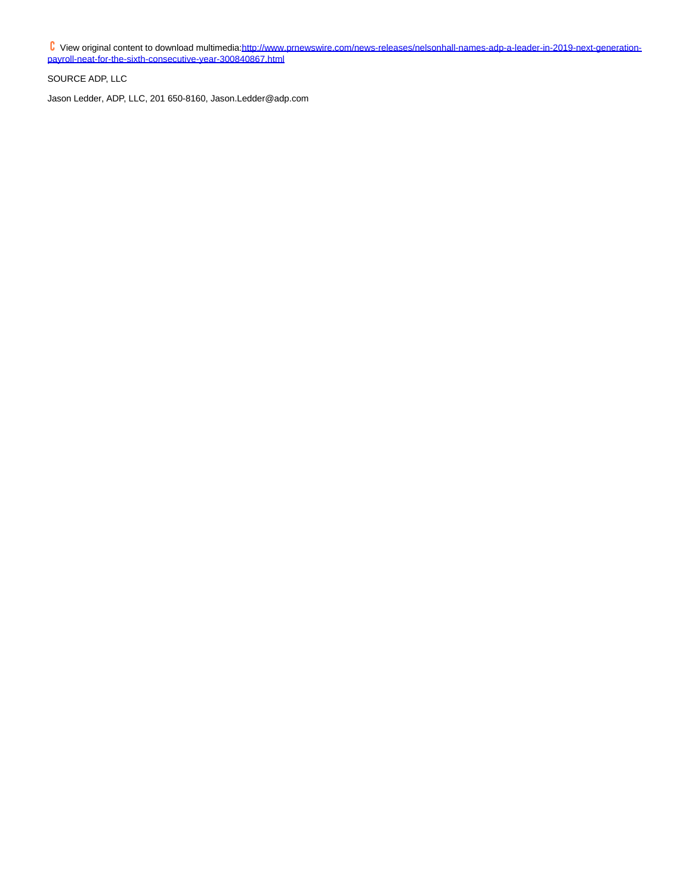View original content to download multimedia:[http://www.prnewswire.com/news-releases/nelsonhall-names-adp-a-leader-in-2019-next-generation-payroll-neat-for-the-sixth-consecutive-year-300840867.html](http://www.prnewswire.com/news-releases/nelsonhall-names-adp-a-leader-in-2019-next-generation-payroll-neat-for-the-sixth-consecutive-year-300840867.html)

SOURCE ADP, LLC

Jason Ledder, ADP, LLC, 201 650-8160, Jason.Ledder@adp.com